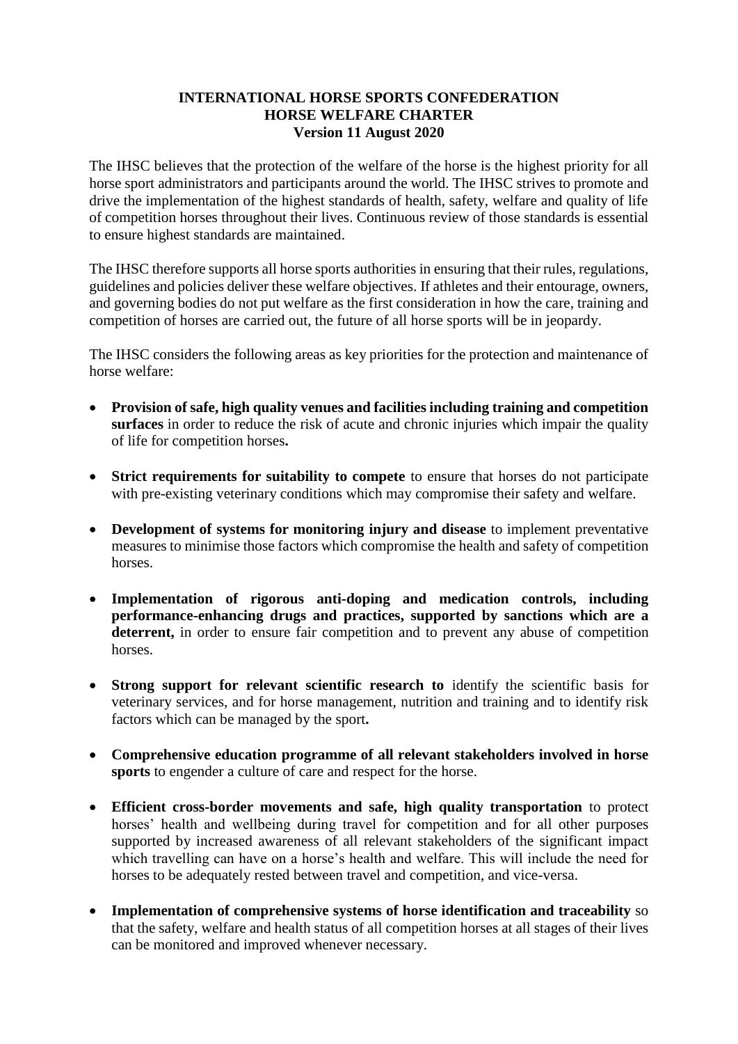# INTERNATIONAL HORSE SPORTS CONFEDERATION
# HORSE WELFARE CHARTER
**Version 11 August 2020**

The IHSC believes that the protection of the welfare of the horse is the highest priority for all horse sport administrators and participants around the world. The IHSC strives to promote and drive the implementation of the highest standards of health, safety, welfare and quality of life of competition horses throughout their lives. Continuous review of those standards is essential to ensure highest standards are maintained.

The IHSC therefore supports all horse sports authorities in ensuring that their rules, regulations, guidelines and policies deliver these welfare objectives. If athletes and their entourage, owners, and governing bodies do not put welfare as the first consideration in how the care, training and competition of horses are carried out, the future of all horse sports will be in jeopardy.

The IHSC considers the following areas as key priorities for the protection and maintenance of horse welfare:

- **Provision of safe, high quality venues and facilities including training and competition surfaces** in order to reduce the risk of acute and chronic injuries which impair the quality of life for competition horses**.**
- **Strict requirements for suitability to compete** to ensure that horses do not participate with pre-existing veterinary conditions which may compromise their safety and welfare.
- **Development of systems for monitoring injury and disease** to implement preventative measures to minimise those factors which compromise the health and safety of competition horses.
- **Implementation of rigorous anti-doping and medication controls, including performance-enhancing drugs and practices, supported by sanctions which are a deterrent,** in order to ensure fair competition and to prevent any abuse of competition horses.
- **Strong support for relevant scientific research to** identify the scientific basis for veterinary services, and for horse management, nutrition and training and to identify risk factors which can be managed by the sport**.**
- **Comprehensive education programme of all relevant stakeholders involved in horse sports** to engender a culture of care and respect for the horse.
- **Efficient cross-border movements and safe, high quality transportation** to protect horses' health and wellbeing during travel for competition and for all other purposes supported by increased awareness of all relevant stakeholders of the significant impact which travelling can have on a horse's health and welfare. This will include the need for horses to be adequately rested between travel and competition, and vice-versa.
- **Implementation of comprehensive systems of horse identification and traceability** so that the safety, welfare and health status of all competition horses at all stages of their lives can be monitored and improved whenever necessary.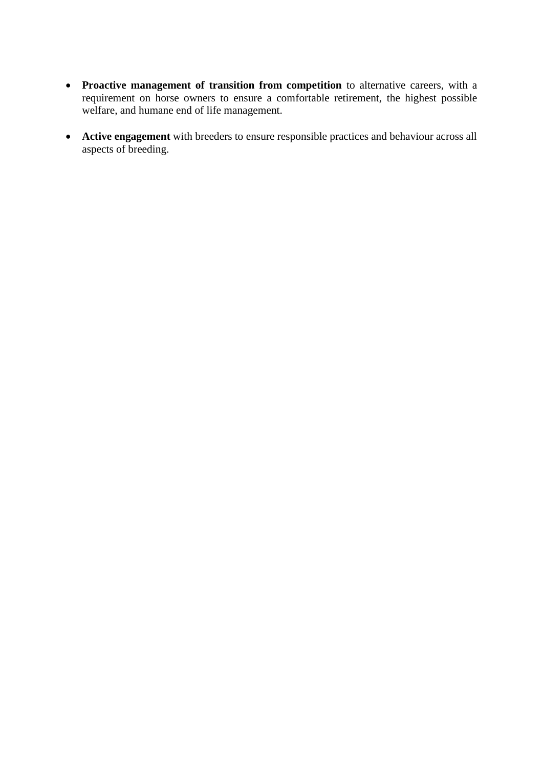- **Proactive management of transition from competition** to alternative careers, with a requirement on horse owners to ensure a comfortable retirement, the highest possible welfare, and humane end of life management.

- **Active engagement** with breeders to ensure responsible practices and behaviour across all aspects of breeding.